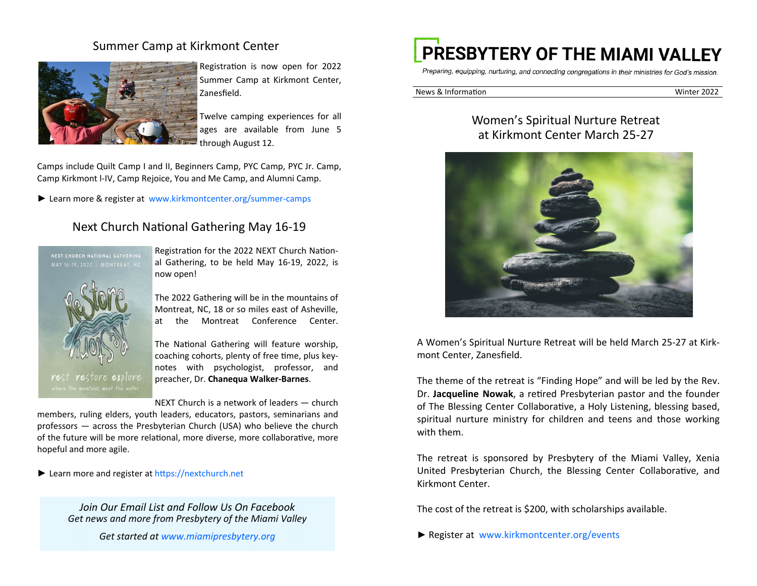## Summer Camp at Kirkmont Center

Registration is now open for 2022 Summer Camp at Kirkmont Center, Zanesfield.

Twelve camping experiences for all ages are available from June 5 through August 12.

Camps include Quilt Camp I and II, Beginners Camp, PYC Camp, PYC Jr. Camp, Camp Kirkmont I-IV, Camp Rejoice, You and Me Camp, and Alumni Camp.

► Learn more & register at www.kirkmontcenter.org/summer-camps

## Next Church National Gathering May 16-19

Registration for the 2022 NEXT Church National Gathering, to be held May 16-19, 2022, is now open!

The 2022 Gathering will be in the mountains of Montreat, NC, 18 or so miles east of Asheville, at the Montreat Conference Center.

The National Gathering will feature worship, coaching cohorts, plenty of free time, plus keynotes with psychologist, professor, and preacher, Dr. **Chanequa Walker-Barnes**.

NEXT Church is a network of leaders — church members, ruling elders, youth leaders, educators, pastors, seminarians and professors — across the Presbyterian Church (USA) who believe the church of the future will be more relational, more diverse, more collaborative, more hopeful and more agile.

► Learn more and register at https://nextchurch.net

*Join Our Email List and Follow Us On Facebook*
*Get news and more from Presbytery of the Miami Valley*

*Get started at www.miamipresbytery.org*

# PRESBYTERY OF THE MIAMI VALLEY

*Preparing, equipping, nurturing, and connecting congregations in their ministries for God's mission.*

News & Information — Winter 2022

## Women's Spiritual Nurture Retreat at Kirkmont Center March 25-27

A Women's Spiritual Nurture Retreat will be held March 25-27 at Kirkmont Center, Zanesfield.

The theme of the retreat is "Finding Hope" and will be led by the Rev. Dr. **Jacqueline Nowak**, a retired Presbyterian pastor and the founder of The Blessing Center Collaborative, a Holy Listening, blessing based, spiritual nurture ministry for children and teens and those working with them.

The retreat is sponsored by Presbytery of the Miami Valley, Xenia United Presbyterian Church, the Blessing Center Collaborative, and Kirkmont Center.

The cost of the retreat is $200, with scholarships available.

► Register at www.kirkmontcenter.org/events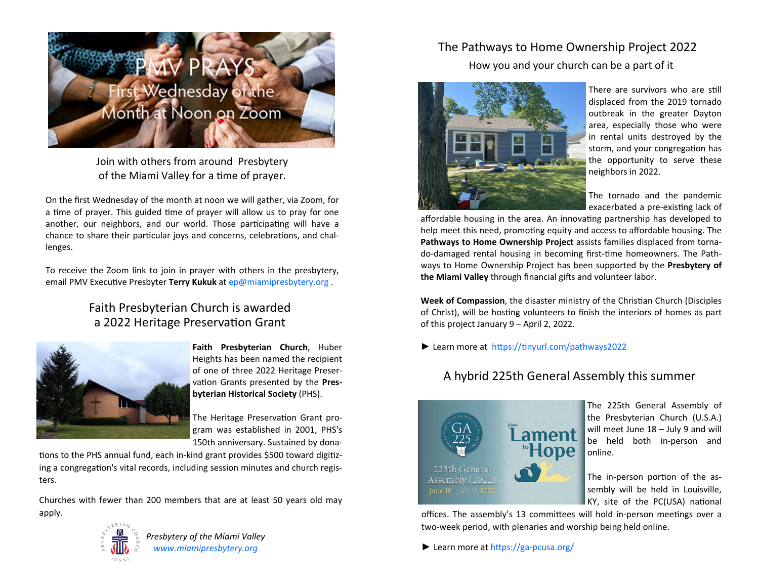# PMV PRAYS

First Wednesday of the Month at Noon on Zoom

Join with others from around Presbytery of the Miami Valley for a time of prayer.

On the first Wednesday of the month at noon we will gather, via Zoom, for a time of prayer. This guided time of prayer will allow us to pray for one another, our neighbors, and our world. Those participating will have a chance to share their particular joys and concerns, celebrations, and challenges.

To receive the Zoom link to join in prayer with others in the presbytery, email PMV Executive Presbyter **Terry Kukuk** at ep@miamipresbytery.org .

## Faith Presbyterian Church is awarded a 2022 Heritage Preservation Grant

**Faith Presbyterian Church**, Huber Heights has been named the recipient of one of three 2022 Heritage Preservation Grants presented by the **Presbyterian Historical Society** (PHS).

The Heritage Preservation Grant program was established in 2001, PHS's 150th anniversary. Sustained by donations to the PHS annual fund, each in-kind grant provides $500 toward digitizing a congregation's vital records, including session minutes and church registers.

Churches with fewer than 200 members that are at least 50 years old may apply.

*Presbytery of the Miami Valley*
*www.miamipresbytery.org*

## The Pathways to Home Ownership Project 2022

How you and your church can be a part of it

There are survivors who are still displaced from the 2019 tornado outbreak in the greater Dayton area, especially those who were in rental units destroyed by the storm, and your congregation has the opportunity to serve these neighbors in 2022.

The tornado and the pandemic exacerbated a pre-existing lack of affordable housing in the area. An innovating partnership has developed to help meet this need, promoting equity and access to affordable housing. The **Pathways to Home Ownership Project** assists families displaced from tornado-damaged rental housing in becoming first-time homeowners. The Pathways to Home Ownership Project has been supported by the **Presbytery of the Miami Valley** through financial gifts and volunteer labor.

**Week of Compassion**, the disaster ministry of the Christian Church (Disciples of Christ), will be hosting volunteers to finish the interiors of homes as part of this project January 9 – April 2, 2022.

► Learn more at https://tinyurl.com/pathways2022

## A hybrid 225th General Assembly this summer

The 225th General Assembly of the Presbyterian Church (U.S.A.) will meet June 18 – July 9 and will be held both in-person and online.

The in-person portion of the assembly will be held in Louisville, KY, site of the PC(USA) national offices. The assembly's 13 committees will hold in-person meetings over a two-week period, with plenaries and worship being held online.

► Learn more at https://ga-pcusa.org/